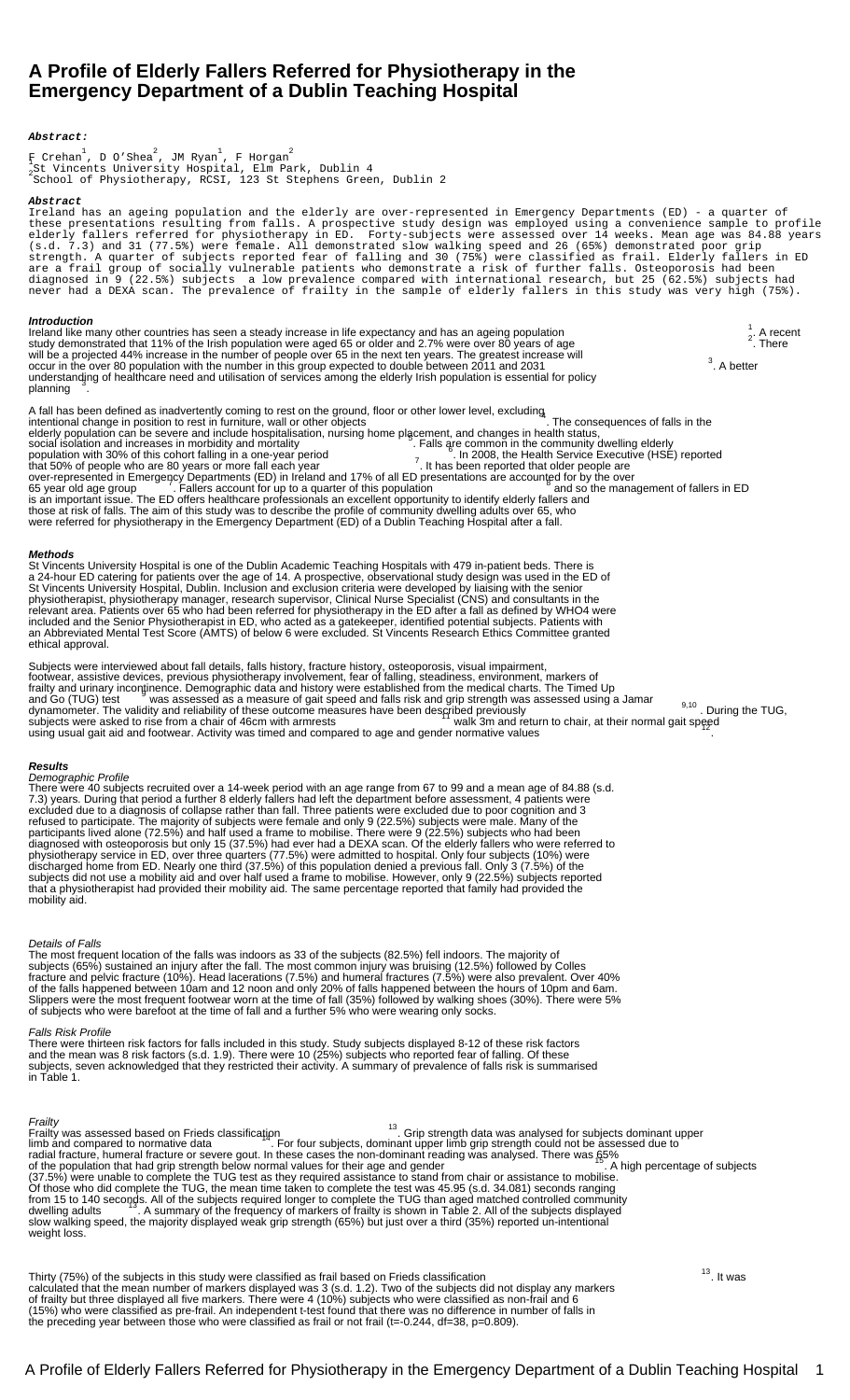# A Profile of Elderly Fallers Referred for Physiotherapy in the Emergency Department of a Dublin Teaching Hospital

**Abstract:**

F Crehan[1], D O'Shea[2], JM Ryan[1], F Horgan[2]
[1]St Vincents University Hospital, Elm Park, Dublin 4
[2]School of Physiotherapy, RCSI, 123 St Stephens Green, Dublin 2

**Abstract**

Ireland has an ageing population and the elderly are over-represented in Emergency Departments (ED) - a quarter of these presentations resulting from falls. A prospective study design was employed using a convenience sample to profile elderly fallers referred for physiotherapy in ED. Forty-subjects were assessed over 14 weeks. Mean age was 84.88 years (s.d. 7.3) and 31 (77.5%) were female. All demonstrated slow walking speed and 26 (65%) demonstrated poor grip strength. A quarter of subjects reported fear of falling and 30 (75%) were classified as frail. Elderly fallers in ED are a frail group of socially vulnerable patients who demonstrate a risk of further falls. Osteoporosis had been diagnosed in 9 (22.5%) subjects a low prevalence compared with international research, but 25 (62.5%) subjects had never had a DEXA scan. The prevalence of frailty in the sample of elderly fallers in this study was very high (75%).

**Introduction**

Ireland like many other countries has seen a steady increase in life expectancy and has an ageing population [1]. A recent study demonstrated that 11% of the Irish population were aged 65 or older and 2.7% were over 80 years of age [2]. There will be a projected 44% increase in the number of people over 65 in the next ten years. The greatest increase will occur in the over 80 population with the number in this group expected to double between 2011 and 2031 [3]. A better understanding of healthcare need and utilisation of services among the elderly Irish population is essential for policy planning [3].

A fall has been defined as inadvertently coming to rest on the ground, floor or other lower level, excluding intentional change in position to rest in furniture, wall or other objects [4]. The consequences of falls in the elderly population can be severe and include hospitalisation, nursing home placement, and changes in health status, social isolation and increases in morbidity and mortality [5]. Falls are common in the community dwelling elderly population with 30% of this cohort falling in a one-year period [6]. In 2008, the Health Service Executive (HSE) reported that 50% of people who are 80 years or more fall each year [7]. It has been reported that older people are over-represented in Emergency Departments (ED) in Ireland and 17% of all ED presentations are accounted for by the over 65 year old age group [8]. Fallers account for up to a quarter of this population [8] and so the management of fallers in ED is an important issue. The ED offers healthcare professionals an excellent opportunity to identify elderly fallers and those at risk of falls. The aim of this study was to describe the profile of community dwelling adults over 65, who were referred for physiotherapy in the Emergency Department (ED) of a Dublin Teaching Hospital after a fall.

**Methods**

St Vincents University Hospital is one of the Dublin Academic Teaching Hospitals with 479 in-patient beds. There is a 24-hour ED catering for patients over the age of 14. A prospective, observational study design was used in the ED of St Vincents University Hospital, Dublin. Inclusion and exclusion criteria were developed by liaising with the senior physiotherapist, physiotherapy manager, research supervisor, Clinical Nurse Specialist (CNS) and consultants in the relevant area. Patients over 65 who had been referred for physiotherapy in the ED after a fall as defined by WHO4 were included and the Senior Physiotherapist in ED, who acted as a gatekeeper, identified potential subjects. Patients with an Abbreviated Mental Test Score (AMTS) of below 6 were excluded. St Vincents Research Ethics Committee granted ethical approval.

Subjects were interviewed about fall details, falls history, fracture history, osteoporosis, visual impairment, footwear, assistive devices, previous physiotherapy involvement, fear of falling, steadiness, environment, markers of frailty and urinary incontinence. Demographic data and history were established from the medical charts. The Timed Up and Go (TUG) test [9] was assessed as a measure of gait speed and falls risk and grip strength was assessed using a Jamar dynamometer. The validity and reliability of these outcome measures have been described previously [9,10]. During the TUG, subjects were asked to rise from a chair of 46cm with armrests [11] walk 3m and return to chair, at their normal gait speed using usual gait aid and footwear. Activity was timed and compared to age and gender normative values [12].

**Results**

*Demographic Profile*

There were 40 subjects recruited over a 14-week period with an age range from 67 to 99 and a mean age of 84.88 (s.d. 7.3) years. During that period a further 8 elderly fallers had left the department before assessment, 4 patients were excluded due to a diagnosis of collapse rather than fall. Three patients were excluded due to poor cognition and 3 refused to participate. The majority of subjects were female and only 9 (22.5%) subjects were male. Many of the participants lived alone (72.5%) and half used a frame to mobilise. There were 9 (22.5%) subjects who had been diagnosed with osteoporosis but only 15 (37.5%) had ever had a DEXA scan. Of the elderly fallers who were referred to physiotherapy service in ED, over three quarters (77.5%) were admitted to hospital. Only four subjects (10%) were discharged home from ED. Nearly one third (37.5%) of this population denied a previous fall. Only 3 (7.5%) of the subjects did not use a mobility aid and over half used a frame to mobilise. However, only 9 (22.5%) subjects reported that a physiotherapist had provided their mobility aid. The same percentage reported that family had provided the mobility aid.

*Details of Falls*

The most frequent location of the falls was indoors as 33 of the subjects (82.5%) fell indoors. The majority of subjects (65%) sustained an injury after the fall. The most common injury was bruising (12.5%) followed by Colles fracture and pelvic fracture (10%). Head lacerations (7.5%) and humeral fractures (7.5%) were also prevalent. Over 40% of the falls happened between 10am and 12 noon and only 20% of falls happened between the hours of 10pm and 6am. Slippers were the most frequent footwear worn at the time of fall (35%) followed by walking shoes (30%). There were 5% of subjects who were barefoot at the time of fall and a further 5% who were wearing only socks.

*Falls Risk Profile*

There were thirteen risk factors for falls included in this study. Study subjects displayed 8-12 of these risk factors and the mean was 8 risk factors (s.d. 1.9). There were 10 (25%) subjects who reported fear of falling. Of these subjects, seven acknowledged that they restricted their activity. A summary of prevalence of falls risk is summarised in Table 1.

*Frailty*

Frailty was assessed based on Frieds classification [13]. Grip strength data was analysed for subjects dominant upper limb and compared to normative data [14]. For four subjects, dominant upper limb grip strength could not be assessed due to radial fracture, humeral fracture or severe gout. In these cases the non-dominant reading was analysed. There was 65% of the population that had grip strength below normal values for their age and gender [15]. A high percentage of subjects (37.5%) were unable to complete the TUG test as they required assistance to stand from chair or assistance to mobilise. Of those who did complete the TUG, the mean time taken to complete the test was 45.95 (s.d. 34.081) seconds ranging from 15 to 140 seconds. All of the subjects required longer to complete the TUG than aged matched controlled community dwelling adults [13]. A summary of the frequency of markers of frailty is shown in Table 2. All of the subjects displayed slow walking speed, the majority displayed weak grip strength (65%) but just over a third (35%) reported un-intentional weight loss.

Thirty (75%) of the subjects in this study were classified as frail based on Frieds classification [13]. It was calculated that the mean number of markers displayed was 3 (s.d. 1.2). Two of the subjects did not display any markers of frailty but three displayed all five markers. There were 4 (10%) subjects who were classified as non-frail and 6 (15%) who were classified as pre-frail. An independent t-test found that there was no difference in number of falls in the preceding year between those who were classified as frail or not frail ($t=-0.244$, $df=38$, $p=0.809$).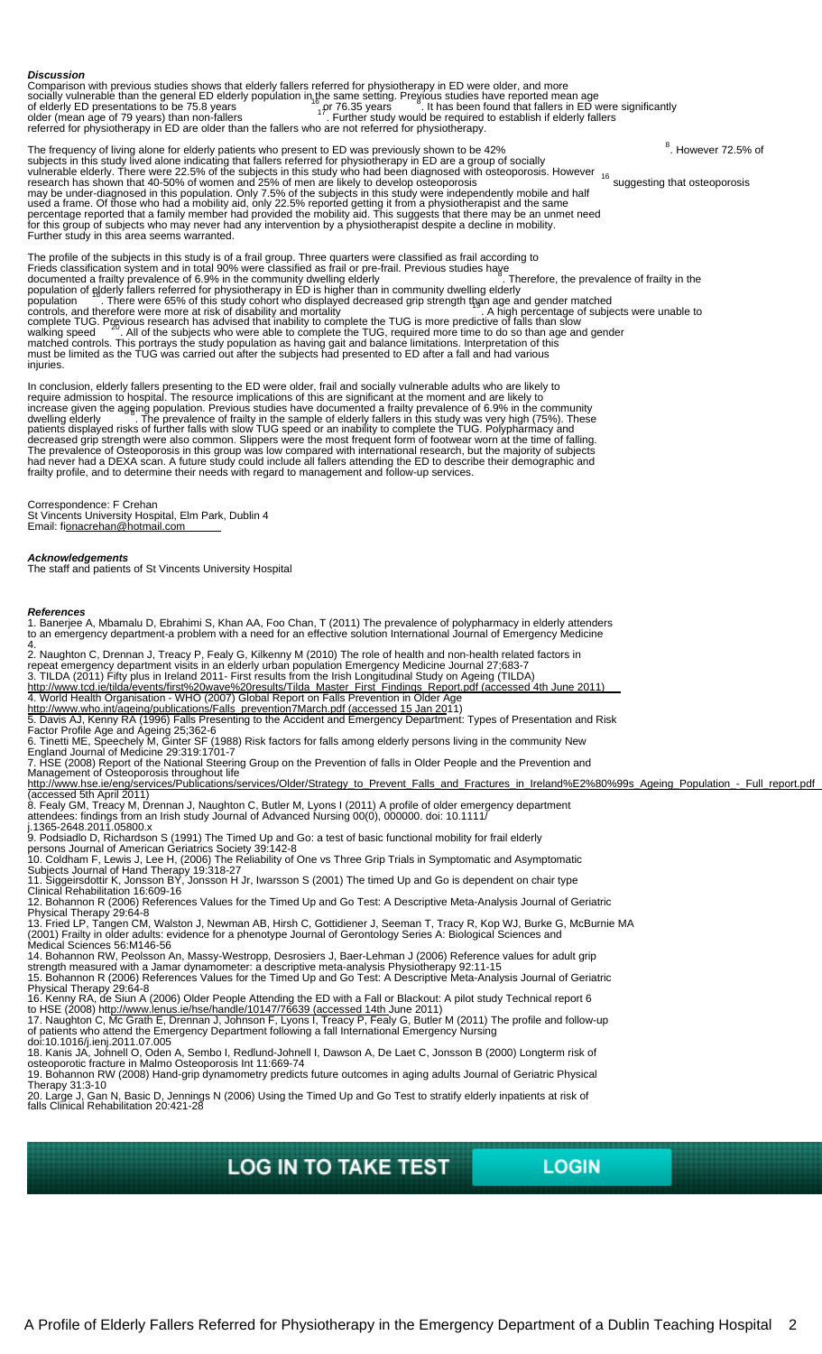***Discussion***

Comparison with previous studies shows that elderly fallers referred for physiotherapy in ED were older, and more socially vulnerable than the general ED elderly population in the same setting. Previous studies have reported mean age of elderly ED presentations to be 75.8 years[16] or 76.35 years[8]. It has been found that fallers in ED were significantly older (mean age of 79 years) than non-fallers[17]. Further study would be required to establish if elderly fallers referred for physiotherapy in ED are older than the fallers who are not referred for physiotherapy.

The frequency of living alone for elderly patients who present to ED was previously shown to be 42%[8]. However 72.5% of subjects in this study lived alone indicating that fallers referred for physiotherapy in ED are a group of socially vulnerable elderly. There were 22.5% of the subjects in this study who had been diagnosed with osteoporosis. However research has shown that 40-50% of women and 25% of men are likely to develop osteoporosis[16] suggesting that osteoporosis may be under-diagnosed in this population. Only 7.5% of the subjects in this study were independently mobile and half used a frame. Of those who had a mobility aid, only 22.5% reported getting it from a physiotherapist and the same percentage reported that a family member had provided the mobility aid. This suggests that there may be an unmet need for this group of subjects who may never had any intervention by a physiotherapist despite a decline in mobility. Further study in this area seems warranted.

The profile of the subjects in this study is of a frail group. Three quarters were classified as frail according to Frieds classification system and in total 90% were classified as frail or pre-frail. Previous studies have documented a frailty prevalence of 6.9% in the community dwelling elderly[8]. Therefore, the prevalence of frailty in the population of elderly fallers referred for physiotherapy in ED is higher than in community dwelling elderly population[13]. There were 65% of this study cohort who displayed decreased grip strength than age and gender matched controls, and therefore were more at risk of disability and mortality[19]. A high percentage of subjects were unable to complete TUG. Previous research has advised that inability to complete the TUG is more predictive of falls than slow walking speed[20]. All of the subjects who were able to complete the TUG, required more time to do so than age and gender matched controls. This portrays the study population as having gait and balance limitations. Interpretation of this must be limited as the TUG was carried out after the subjects had presented to ED after a fall and had various injuries.

In conclusion, elderly fallers presenting to the ED were older, frail and socially vulnerable adults who are likely to require admission to hospital. The resource implications of this are significant at the moment and are likely to increase given the ageing population. Previous studies have documented a frailty prevalence of 6.9% in the community dwelling elderly[8]. The prevalence of frailty in the sample of elderly fallers in this study was very high (75%). These patients displayed risks of further falls with slow TUG speed or an inability to complete the TUG. Polypharmacy and decreased grip strength were also common. Slippers were the most frequent form of footwear worn at the time of falling. The prevalence of Osteoporosis in this group was low compared with international research, but the majority of subjects had never had a DEXA scan. A future study could include all fallers attending the ED to describe their demographic and frailty profile, and to determine their needs with regard to management and follow-up services.

Correspondence: F Crehan
St Vincents University Hospital, Elm Park, Dublin 4
Email: fionacrehan@hotmail.com

***Acknowledgements***

The staff and patients of St Vincents University Hospital

***References***

1. Banerjee A, Mbamalu D, Ebrahimi S, Khan AA, Foo Chan, T (2011) The prevalence of polypharmacy in elderly attenders to an emergency department-a problem with a need for an effective solution International Journal of Emergency Medicine 4.
2. Naughton C, Drennan J, Treacy P, Fealy G, Kilkenny M (2010) The role of health and non-health related factors in repeat emergency department visits in an elderly urban population Emergency Medicine Journal 27;683-7
3. TILDA (2011) Fifty plus in Ireland 2011- First results from the Irish Longitudinal Study on Ageing (TILDA) http://www.tcd.ie/tilda/events/first%20wave%20results/Tilda_Master_First_Findings_Report.pdf (accessed 4th June 2011)
4. World Health Organisation - WHO (2007) Global Report on Falls Prevention in Older Age http://www.who.int/ageing/publications/Falls_prevention7March.pdf (accessed 15 Jan 2011)
5. Davis AJ, Kenny RA (1996) Falls Presenting to the Accident and Emergency Department: Types of Presentation and Risk Factor Profile Age and Ageing 25;362-6
6. Tinetti ME, Speechely M, Ginter SF (1988) Risk factors for falls among elderly persons living in the community New England Journal of Medicine 29:319:1701-7
7. HSE (2008) Report of the National Steering Group on the Prevention of falls in Older People and the Prevention and Management of Osteoporosis throughout life http://www.hse.ie/eng/services/Publications/services/Older/Strategy_to_Prevent_Falls_and_Fractures_in_Ireland%E2%80%99s_Ageing_Population_-_Full_report.pdf (accessed 5th April 2011)
8. Fealy GM, Treacy M, Drennan J, Naughton C, Butler M, Lyons I (2011) A profile of older emergency department attendees: findings from an Irish study Journal of Advanced Nursing 00(0), 000000. doi: 10.1111/ j.1365-2648.2011.05800.x
9. Podsiadlo D, Richardson S (1991) The Timed Up and Go: a test of basic functional mobility for frail elderly persons Journal of American Geriatrics Society 39:142-8
10. Coldham F, Lewis J, Lee H, (2006) The Reliability of One vs Three Grip Trials in Symptomatic and Asymptomatic Subjects Journal of Hand Therapy 19:318-27
11. Siggeirsdottir K, Jonsson BY, Jonsson H Jr, Iwarsson S (2001) The timed Up and Go is dependent on chair type Clinical Rehabilitation 16:609-16
12. Bohannon R (2006) References Values for the Timed Up and Go Test: A Descriptive Meta-Analysis Journal of Geriatric Physical Therapy 29:64-8
13. Fried LP, Tangen CM, Walston J, Newman AB, Hirsch C, Gottidiener J, Seeman T, Tracy R, Kop WJ, Burke G, McBurnie MA (2001) Frailty in older adults: evidence for a phenotype Journal of Gerontology Series A: Biological Sciences and Medical Sciences 56:M146-56
14. Bohannon RW, Peolsson An, Massy-Westropp, Desrosiers J, Baer-Lehman J (2006) Reference values for adult grip strength measured with a Jamar dynamometer: a descriptive meta-analysis Physiotherapy 92:11-15
15. Bohannon R (2006) References Values for the Timed Up and Go Test: A Descriptive Meta-Analysis Journal of Geriatric Physical Therapy 29:64-8
16. Kenny RA, de Siun A (2006) Older People Attending the ED with a Fall or Blackout: A pilot study Technical report 6 to HSE (2008) http://www.lenus.ie/hse/handle/10147/76639 (accessed 14th June 2011)
17. Naughton C, Mc Grath E, Drennan J, Johnson F, Lyons I, Treacy P, Fealy G, Butler M (2011) The profile and follow-up of patients who attend the Emergency Department following a fall International Emergency Nursing doi:10.1016/j.ienj.2011.07.005
18. Kanis JA, Johnell O, Oden A, Sembo I, Redlund-Johnell I, Dawson A, De Laet C, Jonsson B (2000) Longterm risk of osteoporotic fracture in Malmo Osteoporosis Int 11:669-74
19. Bohannon RW (2008) Hand-grip dynamometry predicts future outcomes in aging adults Journal of Geriatric Physical Therapy 31:3-10
20. Large J, Gan N, Basic D, Jennings N (2006) Using the Timed Up and Go Test to stratify elderly inpatients at risk of falls Clinical Rehabilitation 20:421-28